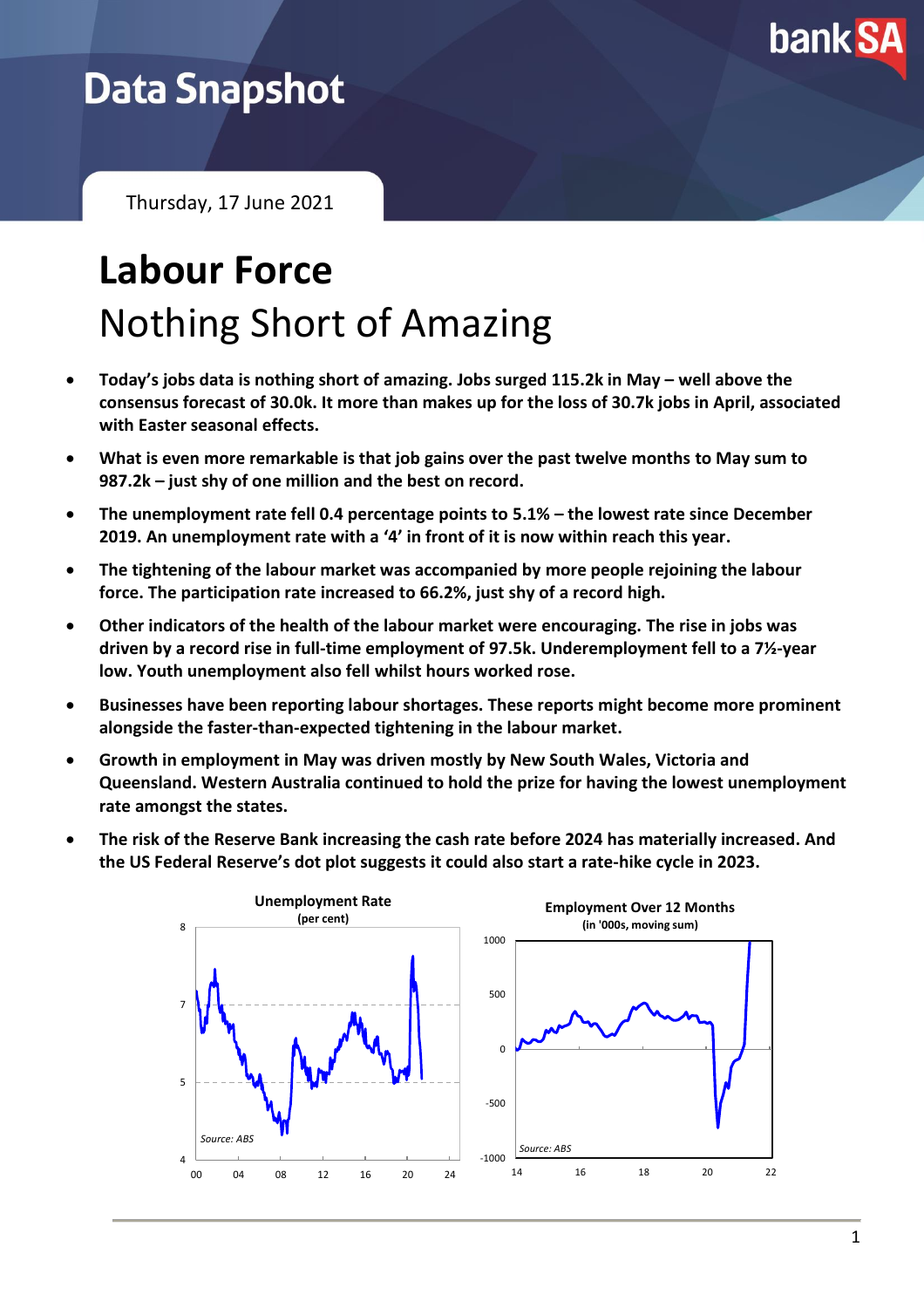# Data Snapshot

Thursday, 17 June 2021

# Labour Force

## Nothing Short of Amazing

- **Today's jobs data is nothing short of amazing. Jobs surged 115.2k in May – well above the consensus forecast of 30.0k. It more than makes up for the loss of 30.7k jobs in April, associated with Easter seasonal effects.**
- **What is even more remarkable is that job gains over the past twelve months to May sum to 987.2k – just shy of one million and the best on record.**
- **The unemployment rate fell 0.4 percentage points to 5.1% – the lowest rate since December 2019. An unemployment rate with a '4' in front of it is now within reach this year.**
- **The tightening of the labour market was accompanied by more people rejoining the labour force. The participation rate increased to 66.2%, just shy of a record high.**
- **Other indicators of the health of the labour market were encouraging. The rise in jobs was driven by a record rise in full-time employment of 97.5k. Underemployment fell to a 7½-year low. Youth unemployment also fell whilst hours worked rose.**
- **Businesses have been reporting labour shortages. These reports might become more prominent alongside the faster-than-expected tightening in the labour market.**
- **Growth in employment in May was driven mostly by New South Wales, Victoria and Queensland. Western Australia continued to hold the prize for having the lowest unemployment rate amongst the states.**
- **The risk of the Reserve Bank increasing the cash rate before 2024 has materially increased. And the US Federal Reserve's dot plot suggests it could also start a rate-hike cycle in 2023.**

**Unemployment Rate**
(per cent)

*Source: ABS*

**Employment Over 12 Months**
(in '000s, moving sum)

*Source: ABS*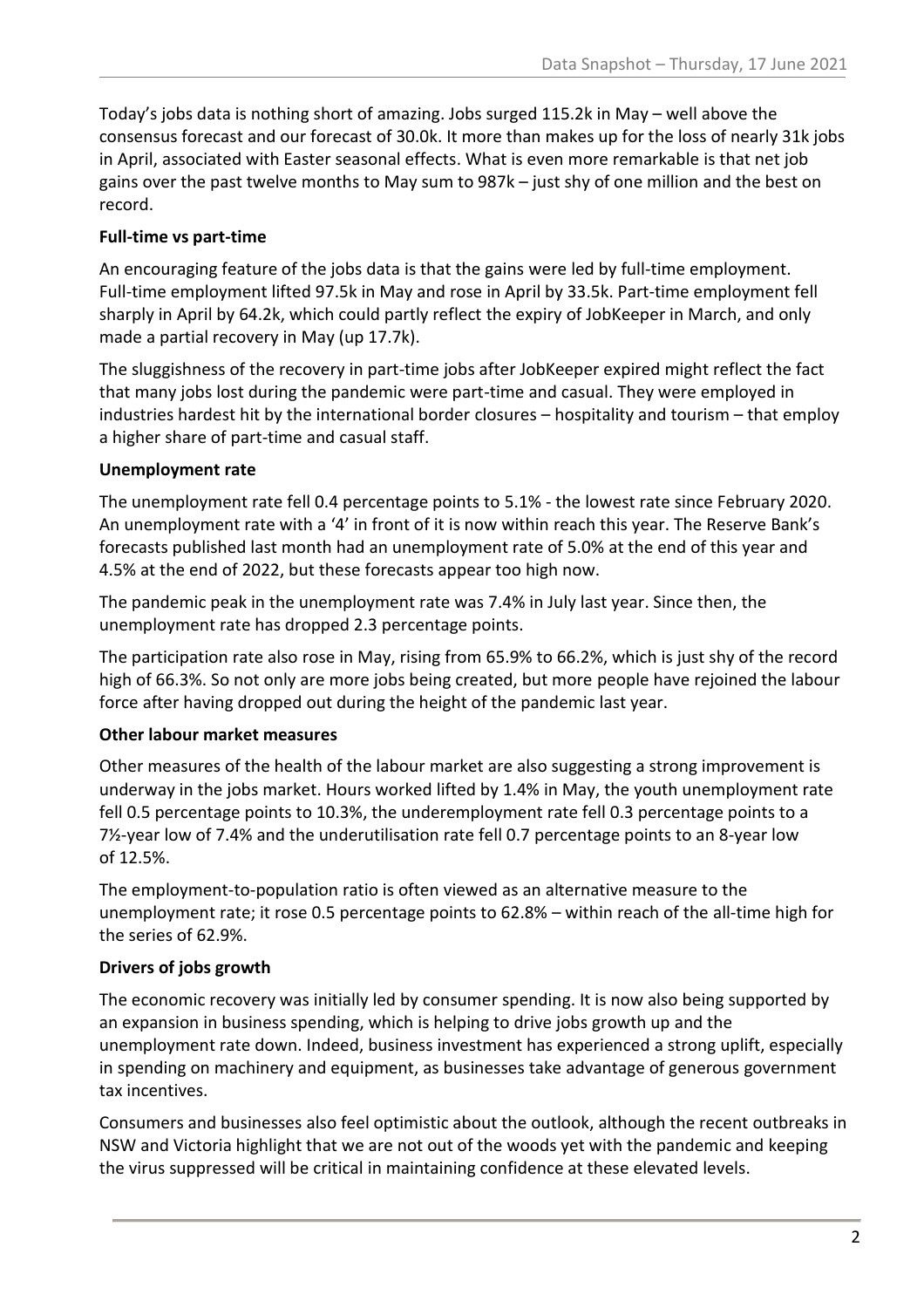Today's jobs data is nothing short of amazing. Jobs surged 115.2k in May – well above the consensus forecast and our forecast of 30.0k. It more than makes up for the loss of nearly 31k jobs in April, associated with Easter seasonal effects. What is even more remarkable is that net job gains over the past twelve months to May sum to 987k – just shy of one million and the best on record.

**Full-time vs part-time**

An encouraging feature of the jobs data is that the gains were led by full-time employment. Full-time employment lifted 97.5k in May and rose in April by 33.5k. Part-time employment fell sharply in April by 64.2k, which could partly reflect the expiry of JobKeeper in March, and only made a partial recovery in May (up 17.7k).

The sluggishness of the recovery in part-time jobs after JobKeeper expired might reflect the fact that many jobs lost during the pandemic were part-time and casual. They were employed in industries hardest hit by the international border closures – hospitality and tourism – that employ a higher share of part-time and casual staff.

**Unemployment rate**

The unemployment rate fell 0.4 percentage points to 5.1% - the lowest rate since February 2020. An unemployment rate with a '4' in front of it is now within reach this year. The Reserve Bank's forecasts published last month had an unemployment rate of 5.0% at the end of this year and 4.5% at the end of 2022, but these forecasts appear too high now.

The pandemic peak in the unemployment rate was 7.4% in July last year. Since then, the unemployment rate has dropped 2.3 percentage points.

The participation rate also rose in May, rising from 65.9% to 66.2%, which is just shy of the record high of 66.3%. So not only are more jobs being created, but more people have rejoined the labour force after having dropped out during the height of the pandemic last year.

**Other labour market measures**

Other measures of the health of the labour market are also suggesting a strong improvement is underway in the jobs market. Hours worked lifted by 1.4% in May, the youth unemployment rate fell 0.5 percentage points to 10.3%, the underemployment rate fell 0.3 percentage points to a 7½-year low of 7.4% and the underutilisation rate fell 0.7 percentage points to an 8-year low of 12.5%.

The employment-to-population ratio is often viewed as an alternative measure to the unemployment rate; it rose 0.5 percentage points to 62.8% – within reach of the all-time high for the series of 62.9%.

**Drivers of jobs growth**

The economic recovery was initially led by consumer spending. It is now also being supported by an expansion in business spending, which is helping to drive jobs growth up and the unemployment rate down. Indeed, business investment has experienced a strong uplift, especially in spending on machinery and equipment, as businesses take advantage of generous government tax incentives.

Consumers and businesses also feel optimistic about the outlook, although the recent outbreaks in NSW and Victoria highlight that we are not out of the woods yet with the pandemic and keeping the virus suppressed will be critical in maintaining confidence at these elevated levels.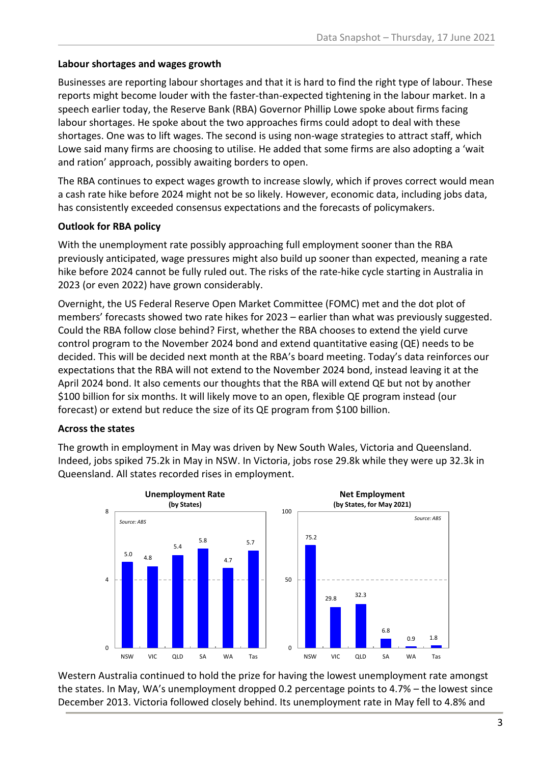### Labour shortages and wages growth

Businesses are reporting labour shortages and that it is hard to find the right type of labour. These reports might become louder with the faster-than-expected tightening in the labour market. In a speech earlier today, the Reserve Bank (RBA) Governor Phillip Lowe spoke about firms facing labour shortages. He spoke about the two approaches firms could adopt to deal with these shortages. One was to lift wages. The second is using non-wage strategies to attract staff, which Lowe said many firms are choosing to utilise. He added that some firms are also adopting a 'wait and ration' approach, possibly awaiting borders to open.

The RBA continues to expect wages growth to increase slowly, which if proves correct would mean a cash rate hike before 2024 might not be so likely. However, economic data, including jobs data, has consistently exceeded consensus expectations and the forecasts of policymakers.

### Outlook for RBA policy

With the unemployment rate possibly approaching full employment sooner than the RBA previously anticipated, wage pressures might also build up sooner than expected, meaning a rate hike before 2024 cannot be fully ruled out. The risks of the rate-hike cycle starting in Australia in 2023 (or even 2022) have grown considerably.

Overnight, the US Federal Reserve Open Market Committee (FOMC) met and the dot plot of members' forecasts showed two rate hikes for 2023 – earlier than what was previously suggested. Could the RBA follow close behind? First, whether the RBA chooses to extend the yield curve control program to the November 2024 bond and extend quantitative easing (QE) needs to be decided. This will be decided next month at the RBA's board meeting. Today's data reinforces our expectations that the RBA will not extend to the November 2024 bond, instead leaving it at the April 2024 bond. It also cements our thoughts that the RBA will extend QE but not by another $100 billion for six months. It will likely move to an open, flexible QE program instead (our forecast) or extend but reduce the size of its QE program from $100 billion.

### Across the states

The growth in employment in May was driven by New South Wales, Victoria and Queensland. Indeed, jobs spiked 75.2k in May in NSW. In Victoria, jobs rose 29.8k while they were up 32.3k in Queensland. All states recorded rises in employment.

**Unemployment Rate (by States)**

| NSW | VIC | QLD | SA | WA | Tas |
|---|---|---|---|---|---|
| 5.0 | 4.8 | 5.4 | 5.8 | 4.7 | 5.7 |

*Source: ABS*

**Net Employment (by States, for May 2021)**

| NSW | VIC | QLD | SA | WA | Tas |
|---|---|---|---|---|---|
| 75.2 | 29.8 | 32.3 | 6.8 | 0.9 | 1.8 |

*Source: ABS*

Western Australia continued to hold the prize for having the lowest unemployment rate amongst the states. In May, WA's unemployment dropped 0.2 percentage points to 4.7% – the lowest since December 2013. Victoria followed closely behind. Its unemployment rate in May fell to 4.8% and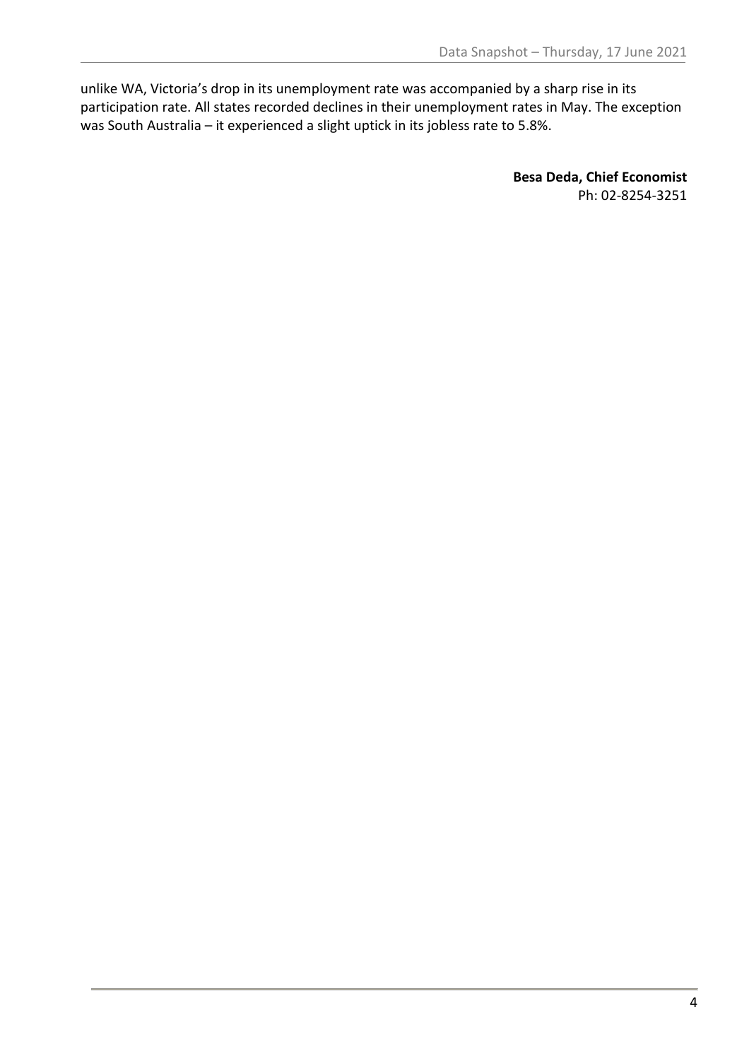unlike WA, Victoria's drop in its unemployment rate was accompanied by a sharp rise in its participation rate. All states recorded declines in their unemployment rates in May. The exception was South Australia – it experienced a slight uptick in its jobless rate to 5.8%.

**Besa Deda, Chief Economist**
Ph: 02-8254-3251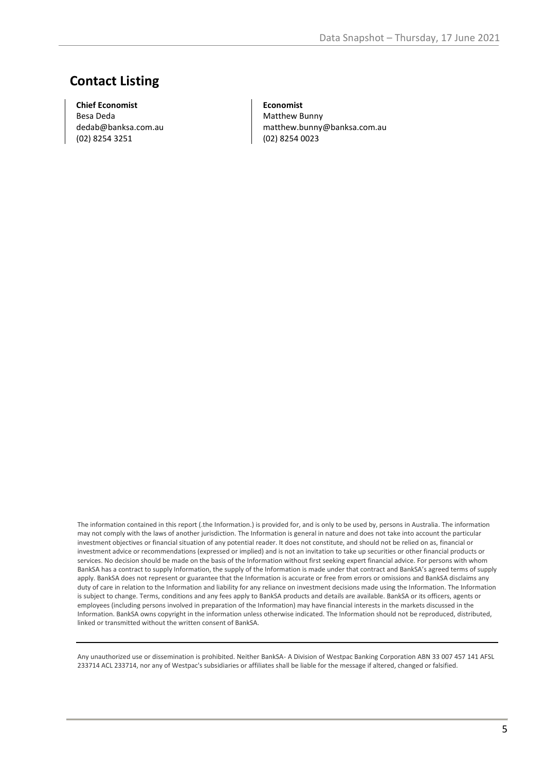## Contact Listing

**Chief Economist**
Besa Deda
dedab@banksa.com.au
(02) 8254 3251

**Economist**
Matthew Bunny
matthew.bunny@banksa.com.au
(02) 8254 0023

The information contained in this report (.the Information.) is provided for, and is only to be used by, persons in Australia. The information may not comply with the laws of another jurisdiction. The Information is general in nature and does not take into account the particular investment objectives or financial situation of any potential reader. It does not constitute, and should not be relied on as, financial or investment advice or recommendations (expressed or implied) and is not an invitation to take up securities or other financial products or services. No decision should be made on the basis of the Information without first seeking expert financial advice. For persons with whom BankSA has a contract to supply Information, the supply of the Information is made under that contract and BankSA's agreed terms of supply apply. BankSA does not represent or guarantee that the Information is accurate or free from errors or omissions and BankSA disclaims any duty of care in relation to the Information and liability for any reliance on investment decisions made using the Information. The Information is subject to change. Terms, conditions and any fees apply to BankSA products and details are available. BankSA or its officers, agents or employees (including persons involved in preparation of the Information) may have financial interests in the markets discussed in the Information. BankSA owns copyright in the information unless otherwise indicated. The Information should not be reproduced, distributed, linked or transmitted without the written consent of BankSA.

Any unauthorized use or dissemination is prohibited. Neither BankSA- A Division of Westpac Banking Corporation ABN 33 007 457 141 AFSL 233714 ACL 233714, nor any of Westpac's subsidiaries or affiliates shall be liable for the message if altered, changed or falsified.